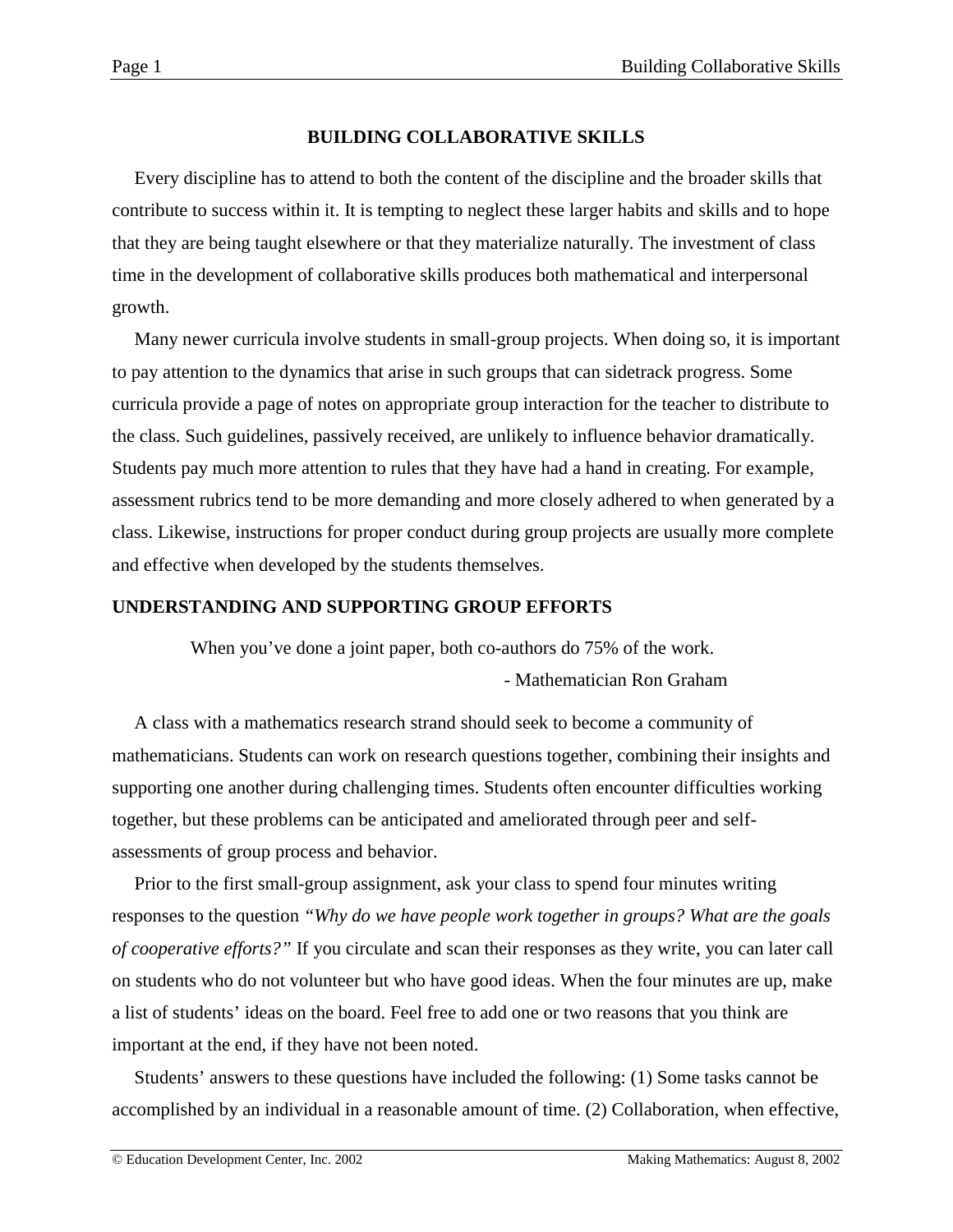# BUILDING COLLABORATIVE SKILLS

Every discipline has to attend to both the content of the discipline and the broader skills that contribute to success within it. It is tempting to neglect these larger habits and skills and to hope that they are being taught elsewhere or that they materialize naturally. The investment of class time in the development of collaborative skills produces both mathematical and interpersonal growth.

Many newer curricula involve students in small-group projects. When doing so, it is important to pay attention to the dynamics that arise in such groups that can sidetrack progress. Some curricula provide a page of notes on appropriate group interaction for the teacher to distribute to the class. Such guidelines, passively received, are unlikely to influence behavior dramatically. Students pay much more attention to rules that they have had a hand in creating. For example, assessment rubrics tend to be more demanding and more closely adhered to when generated by a class. Likewise, instructions for proper conduct during group projects are usually more complete and effective when developed by the students themselves.

## UNDERSTANDING AND SUPPORTING GROUP EFFORTS

> When you've done a joint paper, both co-authors do 75% of the work.
>
> - Mathematician Ron Graham

A class with a mathematics research strand should seek to become a community of mathematicians. Students can work on research questions together, combining their insights and supporting one another during challenging times. Students often encounter difficulties working together, but these problems can be anticipated and ameliorated through peer and self-assessments of group process and behavior.

Prior to the first small-group assignment, ask your class to spend four minutes writing responses to the question *"Why do we have people work together in groups? What are the goals of cooperative efforts?"* If you circulate and scan their responses as they write, you can later call on students who do not volunteer but who have good ideas. When the four minutes are up, make a list of students' ideas on the board. Feel free to add one or two reasons that you think are important at the end, if they have not been noted.

Students' answers to these questions have included the following: (1) Some tasks cannot be accomplished by an individual in a reasonable amount of time. (2) Collaboration, when effective,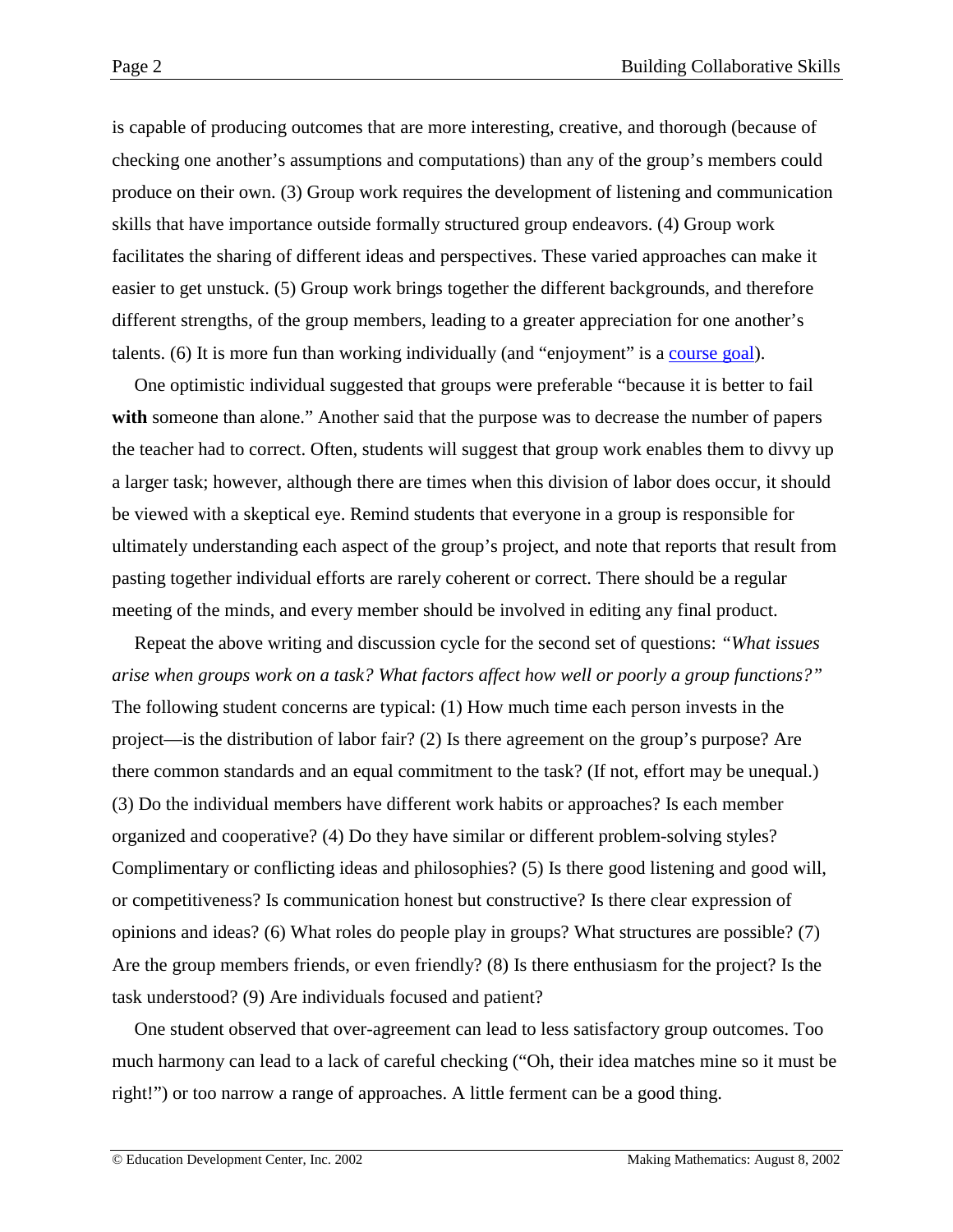is capable of producing outcomes that are more interesting, creative, and thorough (because of checking one another's assumptions and computations) than any of the group's members could produce on their own. (3) Group work requires the development of listening and communication skills that have importance outside formally structured group endeavors. (4) Group work facilitates the sharing of different ideas and perspectives. These varied approaches can make it easier to get unstuck. (5) Group work brings together the different backgrounds, and therefore different strengths, of the group members, leading to a greater appreciation for one another's talents. (6) It is more fun than working individually (and "enjoyment" is a course goal).

One optimistic individual suggested that groups were preferable "because it is better to fail **with** someone than alone." Another said that the purpose was to decrease the number of papers the teacher had to correct. Often, students will suggest that group work enables them to divvy up a larger task; however, although there are times when this division of labor does occur, it should be viewed with a skeptical eye. Remind students that everyone in a group is responsible for ultimately understanding each aspect of the group's project, and note that reports that result from pasting together individual efforts are rarely coherent or correct. There should be a regular meeting of the minds, and every member should be involved in editing any final product.

Repeat the above writing and discussion cycle for the second set of questions: *"What issues arise when groups work on a task? What factors affect how well or poorly a group functions?"* The following student concerns are typical: (1) How much time each person invests in the project—is the distribution of labor fair? (2) Is there agreement on the group's purpose? Are there common standards and an equal commitment to the task? (If not, effort may be unequal.) (3) Do the individual members have different work habits or approaches? Is each member organized and cooperative? (4) Do they have similar or different problem-solving styles? Complimentary or conflicting ideas and philosophies? (5) Is there good listening and good will, or competitiveness? Is communication honest but constructive? Is there clear expression of opinions and ideas? (6) What roles do people play in groups? What structures are possible? (7) Are the group members friends, or even friendly? (8) Is there enthusiasm for the project? Is the task understood? (9) Are individuals focused and patient?

One student observed that over-agreement can lead to less satisfactory group outcomes. Too much harmony can lead to a lack of careful checking ("Oh, their idea matches mine so it must be right!") or too narrow a range of approaches. A little ferment can be a good thing.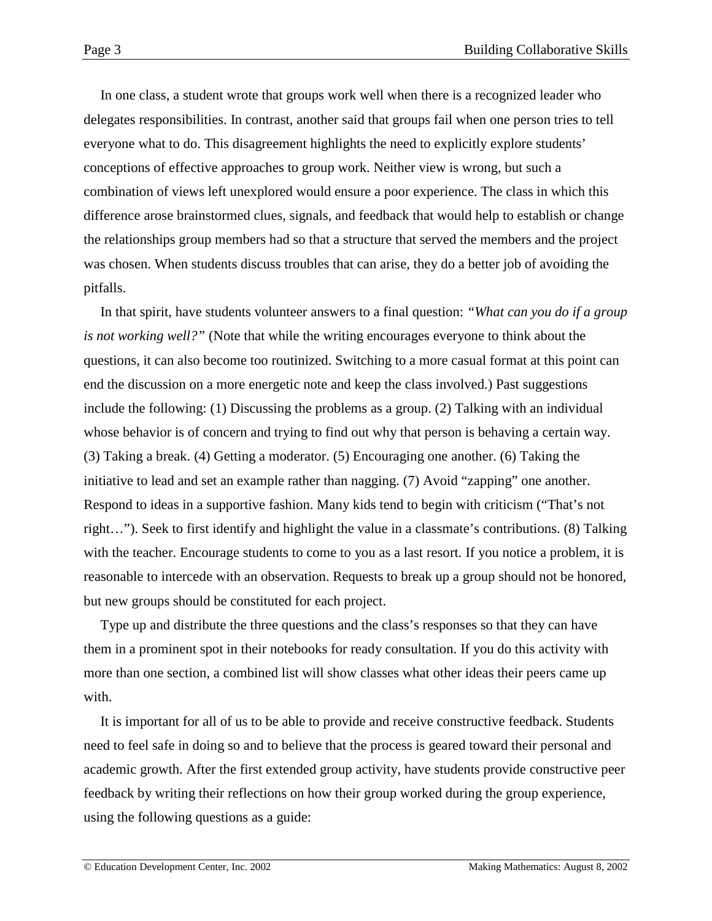In one class, a student wrote that groups work well when there is a recognized leader who delegates responsibilities. In contrast, another said that groups fail when one person tries to tell everyone what to do. This disagreement highlights the need to explicitly explore students' conceptions of effective approaches to group work. Neither view is wrong, but such a combination of views left unexplored would ensure a poor experience. The class in which this difference arose brainstormed clues, signals, and feedback that would help to establish or change the relationships group members had so that a structure that served the members and the project was chosen. When students discuss troubles that can arise, they do a better job of avoiding the pitfalls.

In that spirit, have students volunteer answers to a final question: *"What can you do if a group is not working well?"* (Note that while the writing encourages everyone to think about the questions, it can also become too routinized. Switching to a more casual format at this point can end the discussion on a more energetic note and keep the class involved.) Past suggestions include the following: (1) Discussing the problems as a group. (2) Talking with an individual whose behavior is of concern and trying to find out why that person is behaving a certain way. (3) Taking a break. (4) Getting a moderator. (5) Encouraging one another. (6) Taking the initiative to lead and set an example rather than nagging. (7) Avoid "zapping" one another. Respond to ideas in a supportive fashion. Many kids tend to begin with criticism ("That's not right…"). Seek to first identify and highlight the value in a classmate's contributions. (8) Talking with the teacher. Encourage students to come to you as a last resort. If you notice a problem, it is reasonable to intercede with an observation. Requests to break up a group should not be honored, but new groups should be constituted for each project.

Type up and distribute the three questions and the class's responses so that they can have them in a prominent spot in their notebooks for ready consultation. If you do this activity with more than one section, a combined list will show classes what other ideas their peers came up with.

It is important for all of us to be able to provide and receive constructive feedback. Students need to feel safe in doing so and to believe that the process is geared toward their personal and academic growth. After the first extended group activity, have students provide constructive peer feedback by writing their reflections on how their group worked during the group experience, using the following questions as a guide: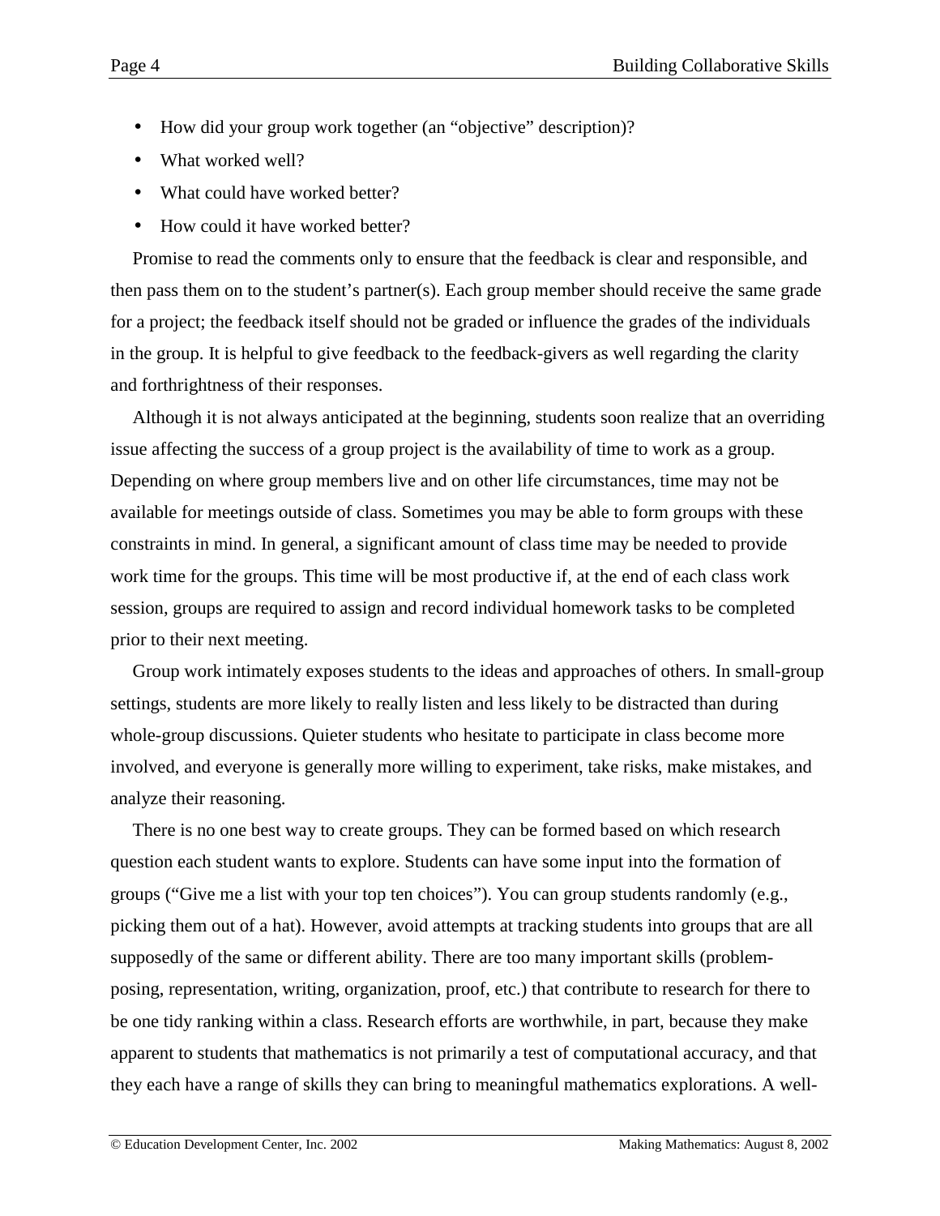- How did your group work together (an "objective" description)?
- What worked well?
- What could have worked better?
- How could it have worked better?

Promise to read the comments only to ensure that the feedback is clear and responsible, and then pass them on to the student's partner(s). Each group member should receive the same grade for a project; the feedback itself should not be graded or influence the grades of the individuals in the group. It is helpful to give feedback to the feedback-givers as well regarding the clarity and forthrightness of their responses.

Although it is not always anticipated at the beginning, students soon realize that an overriding issue affecting the success of a group project is the availability of time to work as a group. Depending on where group members live and on other life circumstances, time may not be available for meetings outside of class. Sometimes you may be able to form groups with these constraints in mind. In general, a significant amount of class time may be needed to provide work time for the groups. This time will be most productive if, at the end of each class work session, groups are required to assign and record individual homework tasks to be completed prior to their next meeting.

Group work intimately exposes students to the ideas and approaches of others. In small-group settings, students are more likely to really listen and less likely to be distracted than during whole-group discussions. Quieter students who hesitate to participate in class become more involved, and everyone is generally more willing to experiment, take risks, make mistakes, and analyze their reasoning.

There is no one best way to create groups. They can be formed based on which research question each student wants to explore. Students can have some input into the formation of groups ("Give me a list with your top ten choices"). You can group students randomly (e.g., picking them out of a hat). However, avoid attempts at tracking students into groups that are all supposedly of the same or different ability. There are too many important skills (problem-posing, representation, writing, organization, proof, etc.) that contribute to research for there to be one tidy ranking within a class. Research efforts are worthwhile, in part, because they make apparent to students that mathematics is not primarily a test of computational accuracy, and that they each have a range of skills they can bring to meaningful mathematics explorations. A well-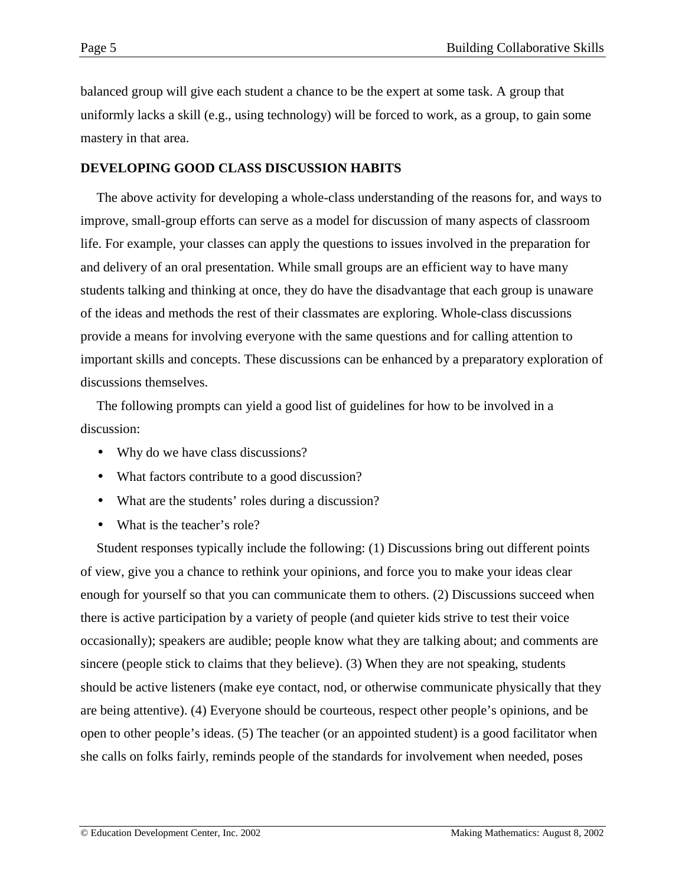balanced group will give each student a chance to be the expert at some task. A group that uniformly lacks a skill (e.g., using technology) will be forced to work, as a group, to gain some mastery in that area.

**DEVELOPING GOOD CLASS DISCUSSION HABITS**

The above activity for developing a whole-class understanding of the reasons for, and ways to improve, small-group efforts can serve as a model for discussion of many aspects of classroom life. For example, your classes can apply the questions to issues involved in the preparation for and delivery of an oral presentation. While small groups are an efficient way to have many students talking and thinking at once, they do have the disadvantage that each group is unaware of the ideas and methods the rest of their classmates are exploring. Whole-class discussions provide a means for involving everyone with the same questions and for calling attention to important skills and concepts. These discussions can be enhanced by a preparatory exploration of discussions themselves.

The following prompts can yield a good list of guidelines for how to be involved in a discussion:

- Why do we have class discussions?
- What factors contribute to a good discussion?
- What are the students' roles during a discussion?
- What is the teacher's role?

Student responses typically include the following: (1) Discussions bring out different points of view, give you a chance to rethink your opinions, and force you to make your ideas clear enough for yourself so that you can communicate them to others. (2) Discussions succeed when there is active participation by a variety of people (and quieter kids strive to test their voice occasionally); speakers are audible; people know what they are talking about; and comments are sincere (people stick to claims that they believe). (3) When they are not speaking, students should be active listeners (make eye contact, nod, or otherwise communicate physically that they are being attentive). (4) Everyone should be courteous, respect other people's opinions, and be open to other people's ideas. (5) The teacher (or an appointed student) is a good facilitator when she calls on folks fairly, reminds people of the standards for involvement when needed, poses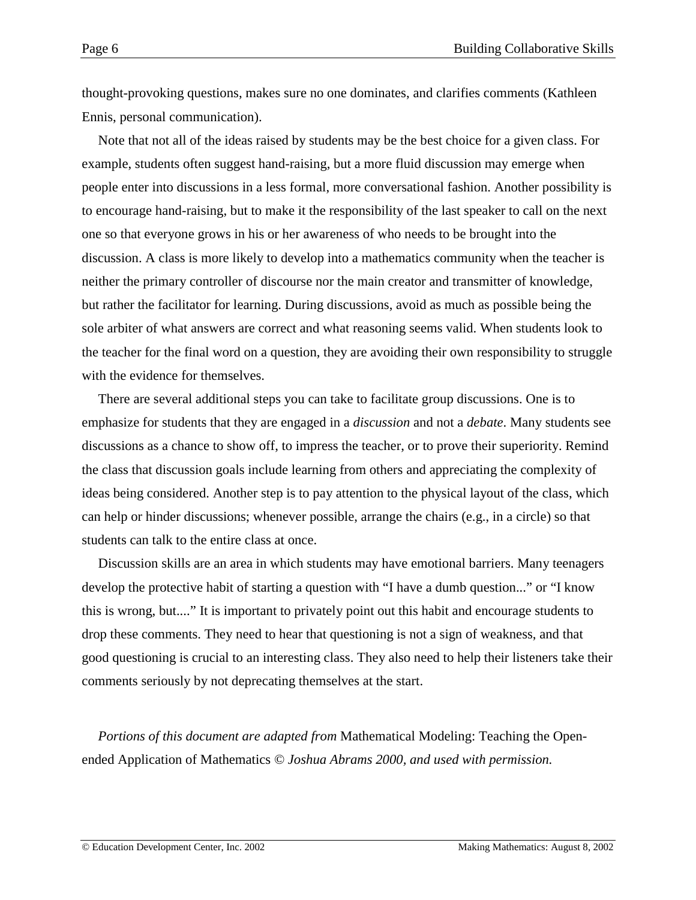thought-provoking questions, makes sure no one dominates, and clarifies comments (Kathleen Ennis, personal communication).

Note that not all of the ideas raised by students may be the best choice for a given class. For example, students often suggest hand-raising, but a more fluid discussion may emerge when people enter into discussions in a less formal, more conversational fashion. Another possibility is to encourage hand-raising, but to make it the responsibility of the last speaker to call on the next one so that everyone grows in his or her awareness of who needs to be brought into the discussion. A class is more likely to develop into a mathematics community when the teacher is neither the primary controller of discourse nor the main creator and transmitter of knowledge, but rather the facilitator for learning. During discussions, avoid as much as possible being the sole arbiter of what answers are correct and what reasoning seems valid. When students look to the teacher for the final word on a question, they are avoiding their own responsibility to struggle with the evidence for themselves.

There are several additional steps you can take to facilitate group discussions. One is to emphasize for students that they are engaged in a *discussion* and not a *debate*. Many students see discussions as a chance to show off, to impress the teacher, or to prove their superiority. Remind the class that discussion goals include learning from others and appreciating the complexity of ideas being considered. Another step is to pay attention to the physical layout of the class, which can help or hinder discussions; whenever possible, arrange the chairs (e.g., in a circle) so that students can talk to the entire class at once.

Discussion skills are an area in which students may have emotional barriers. Many teenagers develop the protective habit of starting a question with "I have a dumb question..." or "I know this is wrong, but...." It is important to privately point out this habit and encourage students to drop these comments. They need to hear that questioning is not a sign of weakness, and that good questioning is crucial to an interesting class. They also need to help their listeners take their comments seriously by not deprecating themselves at the start.

*Portions of this document are adapted from* Mathematical Modeling: Teaching the Open-ended Application of Mathematics © *Joshua Abrams 2000, and used with permission.*